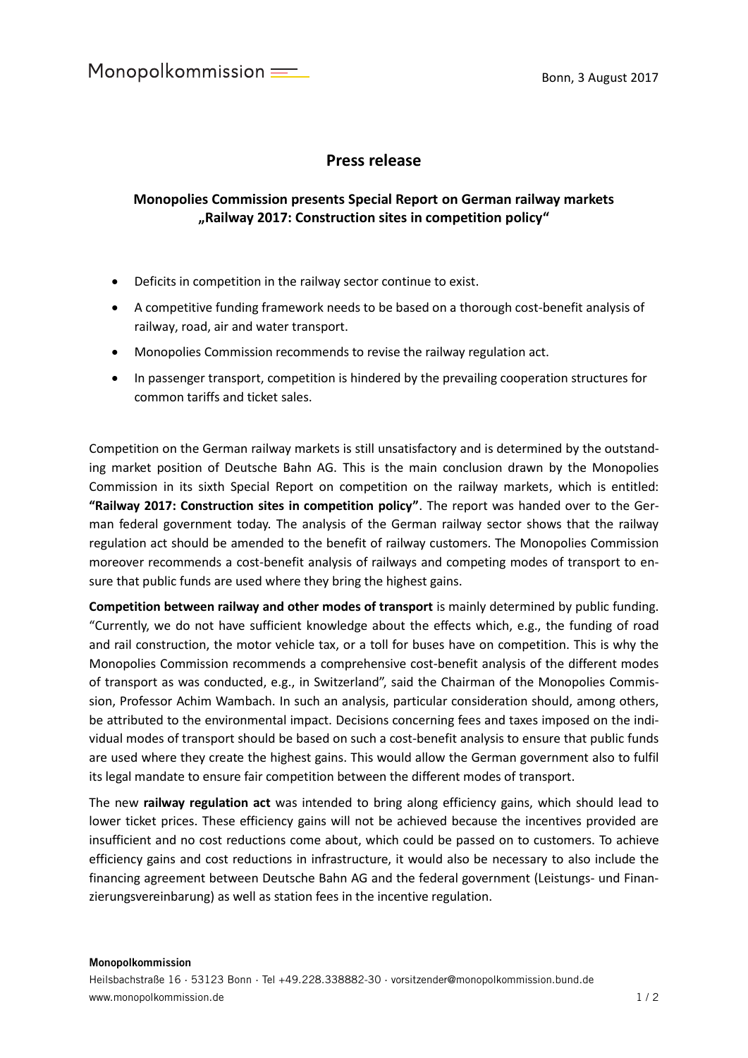Monopolkommission

Bonn, 3 August 2017

# Press release

## Monopolies Commission presents Special Report on German railway markets „Railway 2017: Construction sites in competition policy“

- Deficits in competition in the railway sector continue to exist.
- A competitive funding framework needs to be based on a thorough cost-benefit analysis of railway, road, air and water transport.
- Monopolies Commission recommends to revise the railway regulation act.
- In passenger transport, competition is hindered by the prevailing cooperation structures for common tariffs and ticket sales.

Competition on the German railway markets is still unsatisfactory and is determined by the outstanding market position of Deutsche Bahn AG. This is the main conclusion drawn by the Monopolies Commission in its sixth Special Report on competition on the railway markets, which is entitled: **"Railway 2017: Construction sites in competition policy"**. The report was handed over to the German federal government today. The analysis of the German railway sector shows that the railway regulation act should be amended to the benefit of railway customers. The Monopolies Commission moreover recommends a cost-benefit analysis of railways and competing modes of transport to ensure that public funds are used where they bring the highest gains.

**Competition between railway and other modes of transport** is mainly determined by public funding. "Currently, we do not have sufficient knowledge about the effects which, e.g., the funding of road and rail construction, the motor vehicle tax, or a toll for buses have on competition. This is why the Monopolies Commission recommends a comprehensive cost-benefit analysis of the different modes of transport as was conducted, e.g., in Switzerland", said the Chairman of the Monopolies Commission, Professor Achim Wambach. In such an analysis, particular consideration should, among others, be attributed to the environmental impact. Decisions concerning fees and taxes imposed on the individual modes of transport should be based on such a cost-benefit analysis to ensure that public funds are used where they create the highest gains. This would allow the German government also to fulfil its legal mandate to ensure fair competition between the different modes of transport.

The new **railway regulation act** was intended to bring along efficiency gains, which should lead to lower ticket prices. These efficiency gains will not be achieved because the incentives provided are insufficient and no cost reductions come about, which could be passed on to customers. To achieve efficiency gains and cost reductions in infrastructure, it would also be necessary to also include the financing agreement between Deutsche Bahn AG and the federal government (Leistungs- und Finanzierungsvereinbarung) as well as station fees in the incentive regulation.

**Monopolkommission**
Heilsbachstraße 16 · 53123 Bonn · Tel +49.228.338882-30 · vorsitzender@monopolkommission.bund.de
www.monopolkommission.de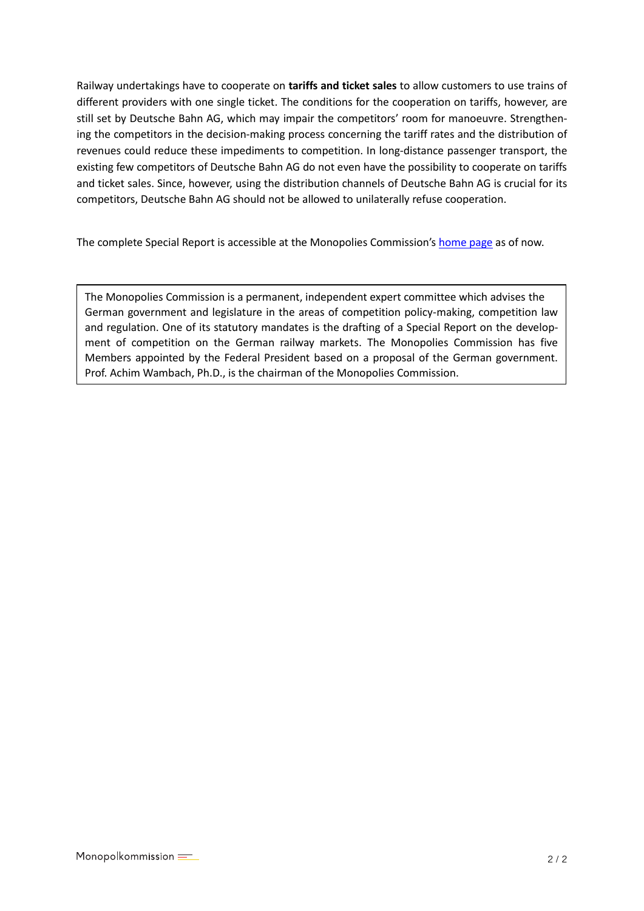Railway undertakings have to cooperate on **tariffs and ticket sales** to allow customers to use trains of different providers with one single ticket. The conditions for the cooperation on tariffs, however, are still set by Deutsche Bahn AG, which may impair the competitors' room for manoeuvre. Strengthening the competitors in the decision-making process concerning the tariff rates and the distribution of revenues could reduce these impediments to competition. In long-distance passenger transport, the existing few competitors of Deutsche Bahn AG do not even have the possibility to cooperate on tariffs and ticket sales. Since, however, using the distribution channels of Deutsche Bahn AG is crucial for its competitors, Deutsche Bahn AG should not be allowed to unilaterally refuse cooperation.

The complete Special Report is accessible at the Monopolies Commission's home page as of now.

> The Monopolies Commission is a permanent, independent expert committee which advises the German government and legislature in the areas of competition policy-making, competition law and regulation. One of its statutory mandates is the drafting of a Special Report on the development of competition on the German railway markets. The Monopolies Commission has five Members appointed by the Federal President based on a proposal of the German government. Prof. Achim Wambach, Ph.D., is the chairman of the Monopolies Commission.